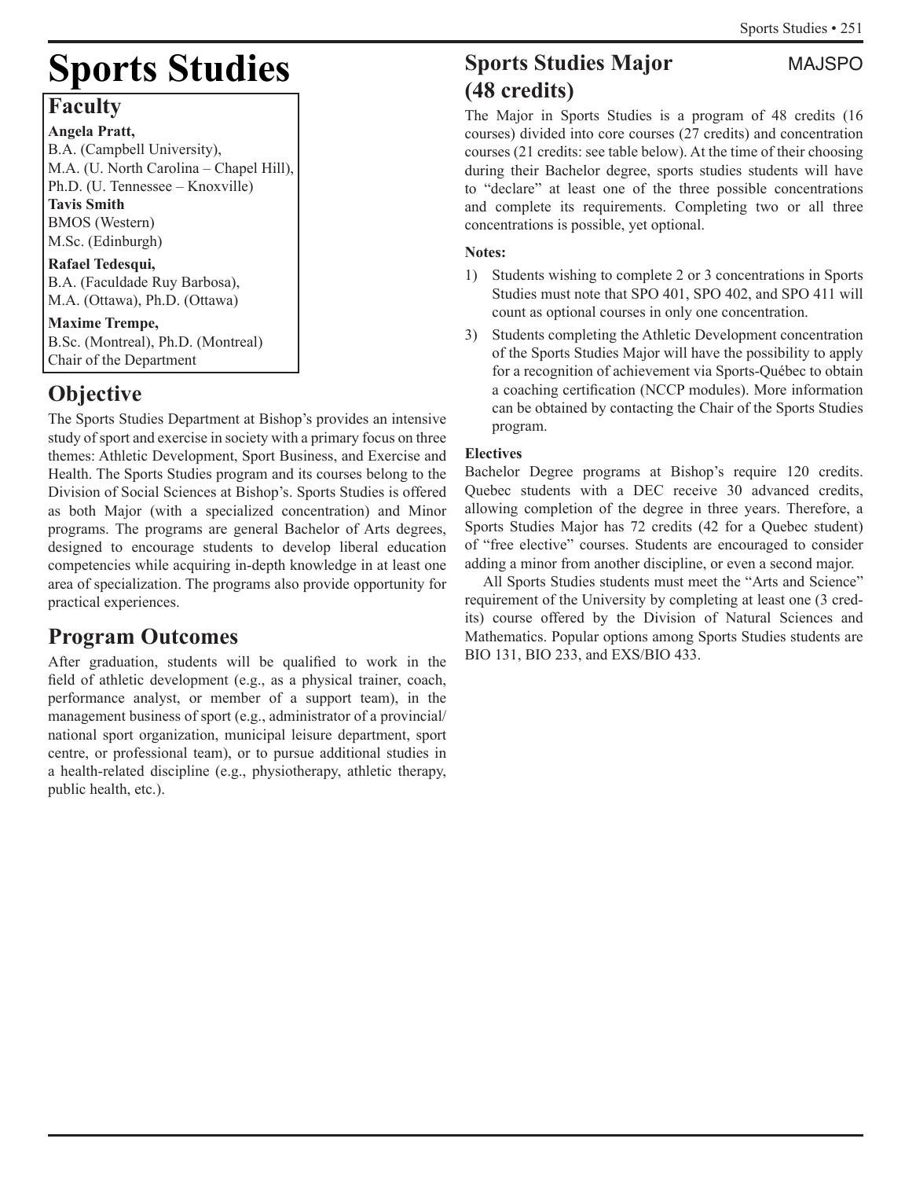# Sports Studies

## Faculty

**Angela Pratt,**
B.A. (Campbell University),
M.A. (U. North Carolina – Chapel Hill),
Ph.D. (U. Tennessee – Knoxville)

**Tavis Smith**
BMOS (Western)
M.Sc. (Edinburgh)

**Rafael Tedesqui,**
B.A. (Faculdade Ruy Barbosa),
M.A. (Ottawa), Ph.D. (Ottawa)

**Maxime Trempe,**
B.Sc. (Montreal), Ph.D. (Montreal)
Chair of the Department

## Objective

The Sports Studies Department at Bishop's provides an intensive study of sport and exercise in society with a primary focus on three themes: Athletic Development, Sport Business, and Exercise and Health. The Sports Studies program and its courses belong to the Division of Social Sciences at Bishop's. Sports Studies is offered as both Major (with a specialized concentration) and Minor programs. The programs are general Bachelor of Arts degrees, designed to encourage students to develop liberal education competencies while acquiring in-depth knowledge in at least one area of specialization. The programs also provide opportunity for practical experiences.

## Program Outcomes

After graduation, students will be qualified to work in the field of athletic development (e.g., as a physical trainer, coach, performance analyst, or member of a support team), in the management business of sport (e.g., administrator of a provincial/national sport organization, municipal leisure department, sport centre, or professional team), or to pursue additional studies in a health-related discipline (e.g., physiotherapy, athletic therapy, public health, etc.).

## Sports Studies Major (48 credits) MAJSPO

The Major in Sports Studies is a program of 48 credits (16 courses) divided into core courses (27 credits) and concentration courses (21 credits: see table below). At the time of their choosing during their Bachelor degree, sports studies students will have to "declare" at least one of the three possible concentrations and complete its requirements. Completing two or all three concentrations is possible, yet optional.

**Notes:**

1) Students wishing to complete 2 or 3 concentrations in Sports Studies must note that SPO 401, SPO 402, and SPO 411 will count as optional courses in only one concentration.
3) Students completing the Athletic Development concentration of the Sports Studies Major will have the possibility to apply for a recognition of achievement via Sports-Québec to obtain a coaching certification (NCCP modules). More information can be obtained by contacting the Chair of the Sports Studies program.

**Electives**

Bachelor Degree programs at Bishop's require 120 credits. Quebec students with a DEC receive 30 advanced credits, allowing completion of the degree in three years. Therefore, a Sports Studies Major has 72 credits (42 for a Quebec student) of "free elective" courses. Students are encouraged to consider adding a minor from another discipline, or even a second major.

All Sports Studies students must meet the "Arts and Science" requirement of the University by completing at least one (3 credits) course offered by the Division of Natural Sciences and Mathematics. Popular options among Sports Studies students are BIO 131, BIO 233, and EXS/BIO 433.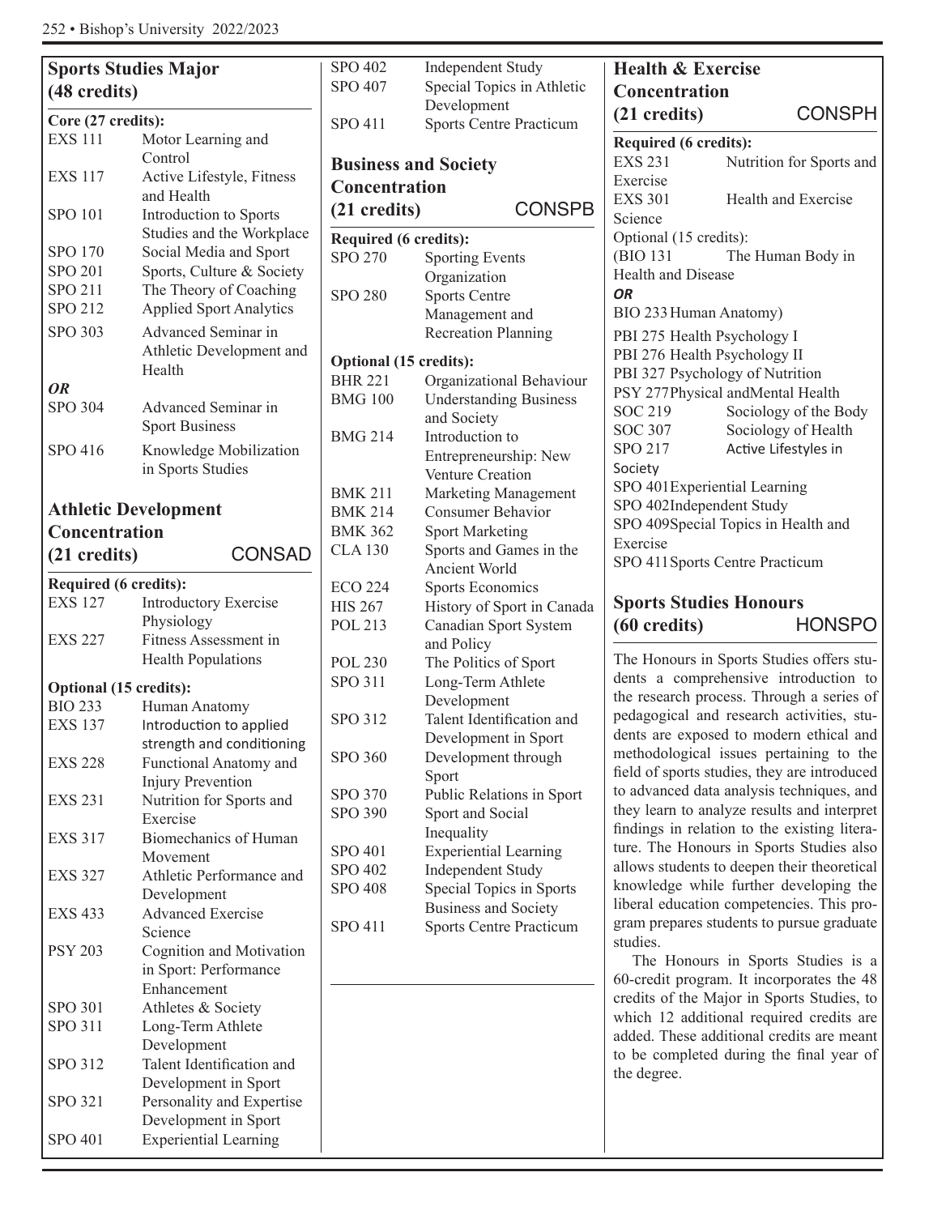## Sports Studies Major (48 credits)

**Core (27 credits):**

| | |
|---|---|
| EXS 111 | Motor Learning and Control |
| EXS 117 | Active Lifestyle, Fitness and Health |
| SPO 101 | Introduction to Sports Studies and the Workplace |
| SPO 170 | Social Media and Sport |
| SPO 201 | Sports, Culture & Society |
| SPO 211 | The Theory of Coaching |
| SPO 212 | Applied Sport Analytics |
| SPO 303 | Advanced Seminar in Athletic Development and Health |
| ***OR*** | |
| SPO 304 | Advanced Seminar in Sport Business |
| SPO 416 | Knowledge Mobilization in Sports Studies |

## Athletic Development Concentration (21 credits) CONSAD

**Required (6 credits):**

| | |
|---|---|
| EXS 127 | Introductory Exercise Physiology |
| EXS 227 | Fitness Assessment in Health Populations |

**Optional (15 credits):**

| | |
|---|---|
| BIO 233 | Human Anatomy |
| EXS 137 | Introduction to applied strength and conditioning |
| EXS 228 | Functional Anatomy and Injury Prevention |
| EXS 231 | Nutrition for Sports and Exercise |
| EXS 317 | Biomechanics of Human Movement |
| EXS 327 | Athletic Performance and Development |
| EXS 433 | Advanced Exercise Science |
| PSY 203 | Cognition and Motivation in Sport: Performance Enhancement |
| SPO 301 | Athletes & Society |
| SPO 311 | Long-Term Athlete Development |
| SPO 312 | Talent Identification and Development in Sport |
| SPO 321 | Personality and Expertise Development in Sport |
| SPO 401 | Experiential Learning |
| SPO 402 | Independent Study |
| SPO 407 | Special Topics in Athletic Development |
| SPO 411 | Sports Centre Practicum |

## Business and Society Concentration (21 credits) CONSPB

**Required (6 credits):**

| | |
|---|---|
| SPO 270 | Sporting Events Organization |
| SPO 280 | Sports Centre Management and Recreation Planning |

**Optional (15 credits):**

| | |
|---|---|
| BHR 221 | Organizational Behaviour |
| BMG 100 | Understanding Business and Society |
| BMG 214 | Introduction to Entrepreneurship: New Venture Creation |
| BMK 211 | Marketing Management |
| BMK 214 | Consumer Behavior |
| BMK 362 | Sport Marketing |
| CLA 130 | Sports and Games in the Ancient World |
| ECO 224 | Sports Economics |
| HIS 267 | History of Sport in Canada |
| POL 213 | Canadian Sport System and Policy |
| POL 230 | The Politics of Sport |
| SPO 311 | Long-Term Athlete Development |
| SPO 312 | Talent Identification and Development in Sport |
| SPO 360 | Development through Sport |
| SPO 370 | Public Relations in Sport |
| SPO 390 | Sport and Social Inequality |
| SPO 401 | Experiential Learning |
| SPO 402 | Independent Study |
| SPO 408 | Special Topics in Sports Business and Society |
| SPO 411 | Sports Centre Practicum |

## Health & Exercise Concentration (21 credits) CONSPH

**Required (6 credits):**

| | |
|---|---|
| EXS 231 | Nutrition for Sports and Exercise |
| EXS 301 | Health and Exercise Science |

Optional (15 credits):

| | |
|---|---|
| (BIO 131 | The Human Body in Health and Disease |
| ***OR*** | |
| BIO 233 | Human Anatomy) |
| PBI 275 | Health Psychology I |
| PBI 276 | Health Psychology II |
| PBI 327 | Psychology of Nutrition |
| PSY 277 | Physical and Mental Health |
| SOC 219 | Sociology of the Body |
| SOC 307 | Sociology of Health |
| SPO 217 | Active Lifestyles in Society |
| SPO 401 | Experiential Learning |
| SPO 402 | Independent Study |
| SPO 409 | Special Topics in Health and Exercise |
| SPO 411 | Sports Centre Practicum |

## Sports Studies Honours (60 credits) HONSPO

The Honours in Sports Studies offers students a comprehensive introduction to the research process. Through a series of pedagogical and research activities, students are exposed to modern ethical and methodological issues pertaining to the field of sports studies, they are introduced to advanced data analysis techniques, and they learn to analyze results and interpret findings in relation to the existing literature. The Honours in Sports Studies also allows students to deepen their theoretical knowledge while further developing the liberal education competencies. This program prepares students to pursue graduate studies.

The Honours in Sports Studies is a 60-credit program. It incorporates the 48 credits of the Major in Sports Studies, to which 12 additional required credits are added. These additional credits are meant to be completed during the final year of the degree.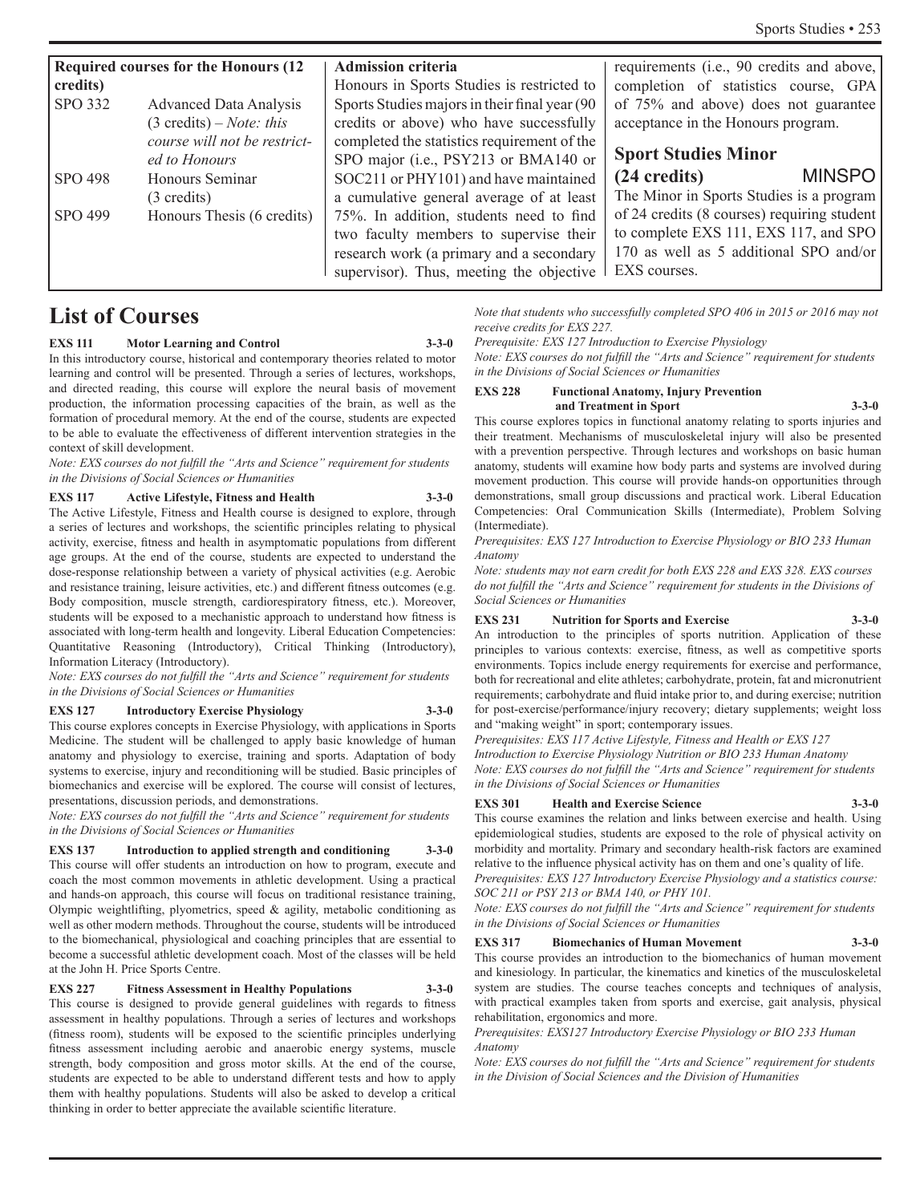**Required courses for the Honours (12 credits)**

| | |
|---|---|
| SPO 332 | Advanced Data Analysis (3 credits) – *Note: this course will not be restricted to Honours* |
| SPO 498 | Honours Seminar (3 credits) |
| SPO 499 | Honours Thesis (6 credits) |

**Admission criteria**

Honours in Sports Studies is restricted to Sports Studies majors in their final year (90 credits or above) who have successfully completed the statistics requirement of the SPO major (i.e., PSY213 or BMA140 or SOC211 or PHY101) and have maintained a cumulative general average of at least 75%. In addition, students need to find two faculty members to supervise their research work (a primary and a secondary supervisor). Thus, meeting the objective requirements (i.e., 90 credits and above, completion of statistics course, GPA of 75% and above) does not guarantee acceptance in the Honours program.

## Sport Studies Minor (24 credits) MINSPO

The Minor in Sports Studies is a program of 24 credits (8 courses) requiring student to complete EXS 111, EXS 117, and SPO 170 as well as 5 additional SPO and/or EXS courses.

# List of Courses

**EXS 111 Motor Learning and Control 3-3-0**

In this introductory course, historical and contemporary theories related to motor learning and control will be presented. Through a series of lectures, workshops, and directed reading, this course will explore the neural basis of movement production, the information processing capacities of the brain, as well as the formation of procedural memory. At the end of the course, students are expected to be able to evaluate the effectiveness of different intervention strategies in the context of skill development.

*Note: EXS courses do not fulfill the "Arts and Science" requirement for students in the Divisions of Social Sciences or Humanities*

**EXS 117 Active Lifestyle, Fitness and Health 3-3-0**

The Active Lifestyle, Fitness and Health course is designed to explore, through a series of lectures and workshops, the scientific principles relating to physical activity, exercise, fitness and health in asymptomatic populations from different age groups. At the end of the course, students are expected to understand the dose-response relationship between a variety of physical activities (e.g. Aerobic and resistance training, leisure activities, etc.) and different fitness outcomes (e.g. Body composition, muscle strength, cardiorespiratory fitness, etc.). Moreover, students will be exposed to a mechanistic approach to understand how fitness is associated with long-term health and longevity. Liberal Education Competencies: Quantitative Reasoning (Introductory), Critical Thinking (Introductory), Information Literacy (Introductory).

*Note: EXS courses do not fulfill the "Arts and Science" requirement for students in the Divisions of Social Sciences or Humanities*

**EXS 127 Introductory Exercise Physiology 3-3-0**

This course explores concepts in Exercise Physiology, with applications in Sports Medicine. The student will be challenged to apply basic knowledge of human anatomy and physiology to exercise, training and sports. Adaptation of body systems to exercise, injury and reconditioning will be studied. Basic principles of biomechanics and exercise will be explored. The course will consist of lectures, presentations, discussion periods, and demonstrations.

*Note: EXS courses do not fulfill the "Arts and Science" requirement for students in the Divisions of Social Sciences or Humanities*

**EXS 137 Introduction to applied strength and conditioning 3-3-0**

This course will offer students an introduction on how to program, execute and coach the most common movements in athletic development. Using a practical and hands-on approach, this course will focus on traditional resistance training, Olympic weightlifting, plyometrics, speed & agility, metabolic conditioning as well as other modern methods. Throughout the course, students will be introduced to the biomechanical, physiological and coaching principles that are essential to become a successful athletic development coach. Most of the classes will be held at the John H. Price Sports Centre.

**EXS 227 Fitness Assessment in Healthy Populations 3-3-0**

This course is designed to provide general guidelines with regards to fitness assessment in healthy populations. Through a series of lectures and workshops (fitness room), students will be exposed to the scientific principles underlying fitness assessment including aerobic and anaerobic energy systems, muscle strength, body composition and gross motor skills. At the end of the course, students are expected to be able to understand different tests and how to apply them with healthy populations. Students will also be asked to develop a critical thinking in order to better appreciate the available scientific literature.

*Note that students who successfully completed SPO 406 in 2015 or 2016 may not receive credits for EXS 227.*

*Prerequisite: EXS 127 Introduction to Exercise Physiology*

*Note: EXS courses do not fulfill the "Arts and Science" requirement for students in the Divisions of Social Sciences or Humanities*

**EXS 228 Functional Anatomy, Injury Prevention and Treatment in Sport 3-3-0**

This course explores topics in functional anatomy relating to sports injuries and their treatment. Mechanisms of musculoskeletal injury will also be presented with a prevention perspective. Through lectures and workshops on basic human anatomy, students will examine how body parts and systems are involved during movement production. This course will provide hands-on opportunities through demonstrations, small group discussions and practical work. Liberal Education Competencies: Oral Communication Skills (Intermediate), Problem Solving (Intermediate).

*Prerequisites: EXS 127 Introduction to Exercise Physiology or BIO 233 Human Anatomy*

*Note: students may not earn credit for both EXS 228 and EXS 328. EXS courses do not fulfill the "Arts and Science" requirement for students in the Divisions of Social Sciences or Humanities*

**EXS 231 Nutrition for Sports and Exercise 3-3-0**

An introduction to the principles of sports nutrition. Application of these principles to various contexts: exercise, fitness, as well as competitive sports environments. Topics include energy requirements for exercise and performance, both for recreational and elite athletes; carbohydrate, protein, fat and micronutrient requirements; carbohydrate and fluid intake prior to, and during exercise; nutrition for post-exercise/performance/injury recovery; dietary supplements; weight loss and "making weight" in sport; contemporary issues.

*Prerequisites: EXS 117 Active Lifestyle, Fitness and Health or EXS 127 Introduction to Exercise Physiology Nutrition or BIO 233 Human Anatomy*

*Note: EXS courses do not fulfill the "Arts and Science" requirement for students in the Divisions of Social Sciences or Humanities*

**EXS 301 Health and Exercise Science 3-3-0**

This course examines the relation and links between exercise and health. Using epidemiological studies, students are exposed to the role of physical activity on morbidity and mortality. Primary and secondary health-risk factors are examined relative to the influence physical activity has on them and one's quality of life.

*Prerequisites: EXS 127 Introductory Exercise Physiology and a statistics course: SOC 211 or PSY 213 or BMA 140, or PHY 101.*

*Note: EXS courses do not fulfill the "Arts and Science" requirement for students in the Divisions of Social Sciences or Humanities*

**EXS 317 Biomechanics of Human Movement 3-3-0**

This course provides an introduction to the biomechanics of human movement and kinesiology. In particular, the kinematics and kinetics of the musculoskeletal system are studies. The course teaches concepts and techniques of analysis, with practical examples taken from sports and exercise, gait analysis, physical rehabilitation, ergonomics and more.

*Prerequisites: EXS127 Introductory Exercise Physiology or BIO 233 Human Anatomy*

*Note: EXS courses do not fulfill the "Arts and Science" requirement for students in the Division of Social Sciences and the Division of Humanities*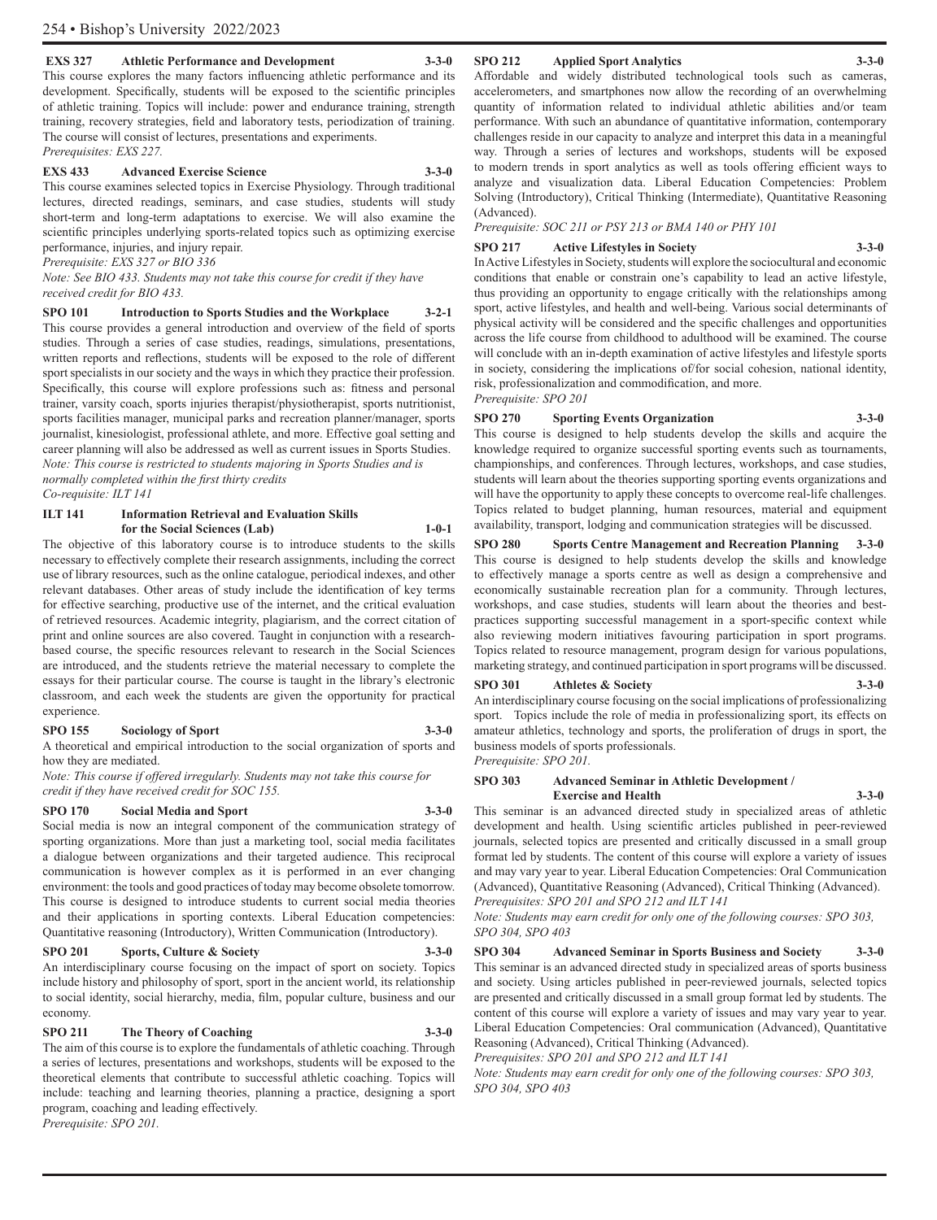**EXS 327 Athletic Performance and Development 3-3-0**

This course explores the many factors influencing athletic performance and its development. Specifically, students will be exposed to the scientific principles of athletic training. Topics will include: power and endurance training, strength training, recovery strategies, field and laboratory tests, periodization of training. The course will consist of lectures, presentations and experiments.

*Prerequisites: EXS 227.*

**EXS 433 Advanced Exercise Science 3-3-0**

This course examines selected topics in Exercise Physiology. Through traditional lectures, directed readings, seminars, and case studies, students will study short-term and long-term adaptations to exercise. We will also examine the scientific principles underlying sports-related topics such as optimizing exercise performance, injuries, and injury repair.

*Prerequisite: EXS 327 or BIO 336*

*Note: See BIO 433. Students may not take this course for credit if they have received credit for BIO 433.*

**SPO 101 Introduction to Sports Studies and the Workplace 3-2-1**

This course provides a general introduction and overview of the field of sports studies. Through a series of case studies, readings, simulations, presentations, written reports and reflections, students will be exposed to the role of different sport specialists in our society and the ways in which they practice their profession. Specifically, this course will explore professions such as: fitness and personal trainer, varsity coach, sports injuries therapist/physiotherapist, sports nutritionist, sports facilities manager, municipal parks and recreation planner/manager, sports journalist, kinesiologist, professional athlete, and more. Effective goal setting and career planning will also be addressed as well as current issues in Sports Studies.

*Note: This course is restricted to students majoring in Sports Studies and is normally completed within the first thirty credits*

*Co-requisite: ILT 141*

**ILT 141 Information Retrieval and Evaluation Skills for the Social Sciences (Lab) 1-0-1**

The objective of this laboratory course is to introduce students to the skills necessary to effectively complete their research assignments, including the correct use of library resources, such as the online catalogue, periodical indexes, and other relevant databases. Other areas of study include the identification of key terms for effective searching, productive use of the internet, and the critical evaluation of retrieved resources. Academic integrity, plagiarism, and the correct citation of print and online sources are also covered. Taught in conjunction with a research-based course, the specific resources relevant to research in the Social Sciences are introduced, and the students retrieve the material necessary to complete the essays for their particular course. The course is taught in the library's electronic classroom, and each week the students are given the opportunity for practical experience.

**SPO 155 Sociology of Sport 3-3-0**

A theoretical and empirical introduction to the social organization of sports and how they are mediated.

*Note: This course if offered irregularly. Students may not take this course for credit if they have received credit for SOC 155.*

**SPO 170 Social Media and Sport 3-3-0**

Social media is now an integral component of the communication strategy of sporting organizations. More than just a marketing tool, social media facilitates a dialogue between organizations and their targeted audience. This reciprocal communication is however complex as it is performed in an ever changing environment: the tools and good practices of today may become obsolete tomorrow. This course is designed to introduce students to current social media theories and their applications in sporting contexts. Liberal Education competencies: Quantitative reasoning (Introductory), Written Communication (Introductory).

**SPO 201 Sports, Culture & Society 3-3-0**

An interdisciplinary course focusing on the impact of sport on society. Topics include history and philosophy of sport, sport in the ancient world, its relationship to social identity, social hierarchy, media, film, popular culture, business and our economy.

**SPO 211 The Theory of Coaching 3-3-0**

The aim of this course is to explore the fundamentals of athletic coaching. Through a series of lectures, presentations and workshops, students will be exposed to the theoretical elements that contribute to successful athletic coaching. Topics will include: teaching and learning theories, planning a practice, designing a sport program, coaching and leading effectively.

*Prerequisite: SPO 201.*

**SPO 212 Applied Sport Analytics 3-3-0**

Affordable and widely distributed technological tools such as cameras, accelerometers, and smartphones now allow the recording of an overwhelming quantity of information related to individual athletic abilities and/or team performance. With such an abundance of quantitative information, contemporary challenges reside in our capacity to analyze and interpret this data in a meaningful way. Through a series of lectures and workshops, students will be exposed to modern trends in sport analytics as well as tools offering efficient ways to analyze and visualization data. Liberal Education Competencies: Problem Solving (Introductory), Critical Thinking (Intermediate), Quantitative Reasoning (Advanced).

*Prerequisite: SOC 211 or PSY 213 or BMA 140 or PHY 101*

**SPO 217 Active Lifestyles in Society 3-3-0**

In Active Lifestyles in Society, students will explore the sociocultural and economic conditions that enable or constrain one's capability to lead an active lifestyle, thus providing an opportunity to engage critically with the relationships among sport, active lifestyles, and health and well-being. Various social determinants of physical activity will be considered and the specific challenges and opportunities across the life course from childhood to adulthood will be examined. The course will conclude with an in-depth examination of active lifestyles and lifestyle sports in society, considering the implications of/for social cohesion, national identity, risk, professionalization and commodification, and more.

*Prerequisite: SPO 201*

**SPO 270 Sporting Events Organization 3-3-0**

This course is designed to help students develop the skills and acquire the knowledge required to organize successful sporting events such as tournaments, championships, and conferences. Through lectures, workshops, and case studies, students will learn about the theories supporting sporting events organizations and will have the opportunity to apply these concepts to overcome real-life challenges. Topics related to budget planning, human resources, material and equipment availability, transport, lodging and communication strategies will be discussed.

**SPO 280 Sports Centre Management and Recreation Planning 3-3-0**

This course is designed to help students develop the skills and knowledge to effectively manage a sports centre as well as design a comprehensive and economically sustainable recreation plan for a community. Through lectures, workshops, and case studies, students will learn about the theories and best-practices supporting successful management in a sport-specific context while also reviewing modern initiatives favouring participation in sport programs. Topics related to resource management, program design for various populations, marketing strategy, and continued participation in sport programs will be discussed.

**SPO 301 Athletes & Society 3-3-0**

An interdisciplinary course focusing on the social implications of professionalizing sport. Topics include the role of media in professionalizing sport, its effects on amateur athletics, technology and sports, the proliferation of drugs in sport, the business models of sports professionals.

*Prerequisite: SPO 201.*

**SPO 303 Advanced Seminar in Athletic Development / Exercise and Health 3-3-0**

This seminar is an advanced directed study in specialized areas of athletic development and health. Using scientific articles published in peer-reviewed journals, selected topics are presented and critically discussed in a small group format led by students. The content of this course will explore a variety of issues and may vary year to year. Liberal Education Competencies: Oral Communication (Advanced), Quantitative Reasoning (Advanced), Critical Thinking (Advanced).

*Prerequisites: SPO 201 and SPO 212 and ILT 141*

*Note: Students may earn credit for only one of the following courses: SPO 303, SPO 304, SPO 403*

**SPO 304 Advanced Seminar in Sports Business and Society 3-3-0**

This seminar is an advanced directed study in specialized areas of sports business and society. Using articles published in peer-reviewed journals, selected topics are presented and critically discussed in a small group format led by students. The content of this course will explore a variety of issues and may vary year to year. Liberal Education Competencies: Oral communication (Advanced), Quantitative Reasoning (Advanced), Critical Thinking (Advanced).

*Prerequisites: SPO 201 and SPO 212 and ILT 141*

*Note: Students may earn credit for only one of the following courses: SPO 303, SPO 304, SPO 403*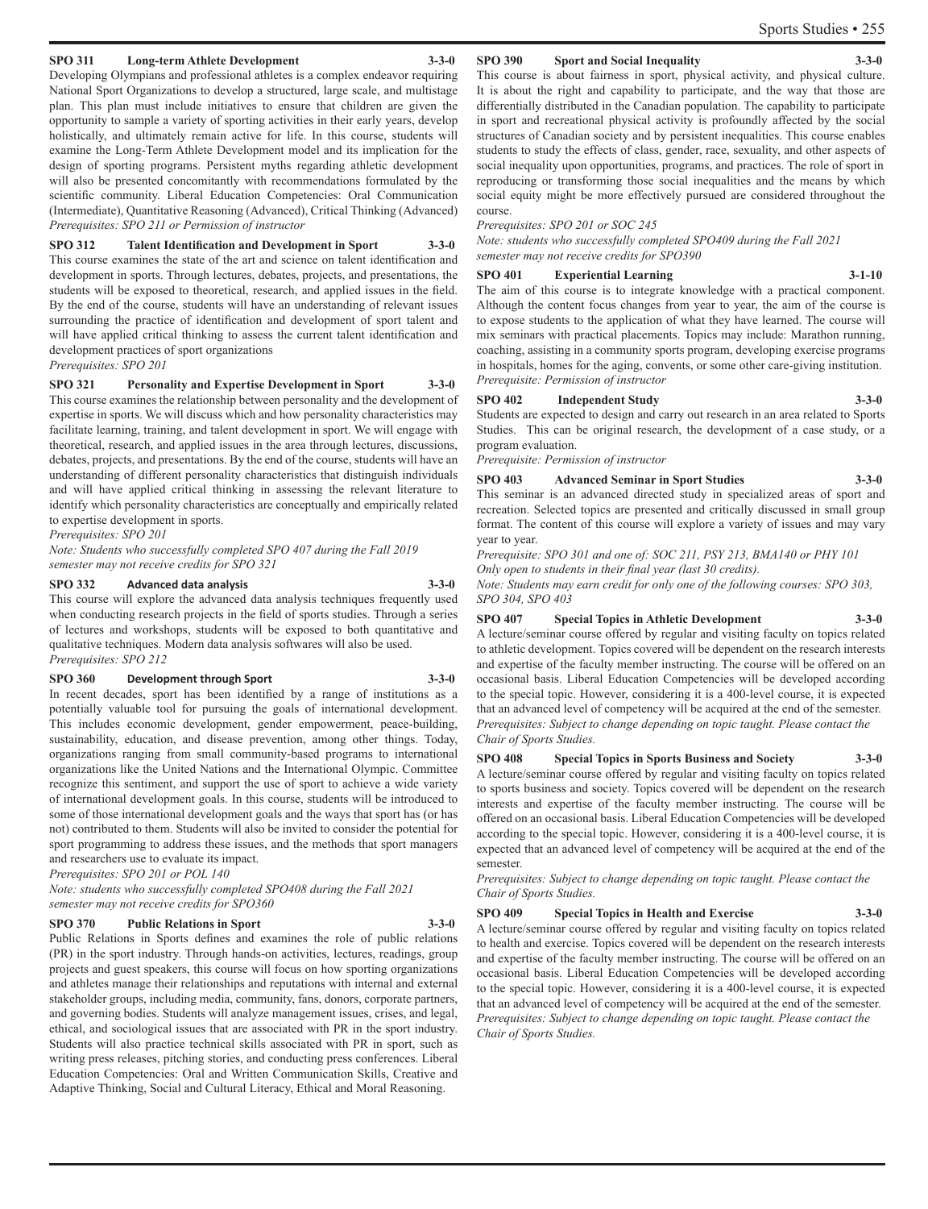**SPO 311 Long-term Athlete Development 3-3-0**

Developing Olympians and professional athletes is a complex endeavor requiring National Sport Organizations to develop a structured, large scale, and multistage plan. This plan must include initiatives to ensure that children are given the opportunity to sample a variety of sporting activities in their early years, develop holistically, and ultimately remain active for life. In this course, students will examine the Long-Term Athlete Development model and its implication for the design of sporting programs. Persistent myths regarding athletic development will also be presented concomitantly with recommendations formulated by the scientific community. Liberal Education Competencies: Oral Communication (Intermediate), Quantitative Reasoning (Advanced), Critical Thinking (Advanced)
*Prerequisites: SPO 211 or Permission of instructor*

**SPO 312 Talent Identification and Development in Sport 3-3-0**

This course examines the state of the art and science on talent identification and development in sports. Through lectures, debates, projects, and presentations, the students will be exposed to theoretical, research, and applied issues in the field. By the end of the course, students will have an understanding of relevant issues surrounding the practice of identification and development of sport talent and will have applied critical thinking to assess the current talent identification and development practices of sport organizations
*Prerequisites: SPO 201*

**SPO 321 Personality and Expertise Development in Sport 3-3-0**

This course examines the relationship between personality and the development of expertise in sports. We will discuss which and how personality characteristics may facilitate learning, training, and talent development in sport. We will engage with theoretical, research, and applied issues in the area through lectures, discussions, debates, projects, and presentations. By the end of the course, students will have an understanding of different personality characteristics that distinguish individuals and will have applied critical thinking in assessing the relevant literature to identify which personality characteristics are conceptually and empirically related to expertise development in sports.
*Prerequisites: SPO 201*
*Note: Students who successfully completed SPO 407 during the Fall 2019 semester may not receive credits for SPO 321*

**SPO 332 Advanced data analysis 3-3-0**

This course will explore the advanced data analysis techniques frequently used when conducting research projects in the field of sports studies. Through a series of lectures and workshops, students will be exposed to both quantitative and qualitative techniques. Modern data analysis softwares will also be used.
*Prerequisites: SPO 212*

**SPO 360 Development through Sport 3-3-0**

In recent decades, sport has been identified by a range of institutions as a potentially valuable tool for pursuing the goals of international development. This includes economic development, gender empowerment, peace-building, sustainability, education, and disease prevention, among other things. Today, organizations ranging from small community-based programs to international organizations like the United Nations and the International Olympic. Committee recognize this sentiment, and support the use of sport to achieve a wide variety of international development goals. In this course, students will be introduced to some of those international development goals and the ways that sport has (or has not) contributed to them. Students will also be invited to consider the potential for sport programming to address these issues, and the methods that sport managers and researchers use to evaluate its impact.
*Prerequisites: SPO 201 or POL 140*
*Note: students who successfully completed SPO408 during the Fall 2021 semester may not receive credits for SPO360*

**SPO 370 Public Relations in Sport 3-3-0**

Public Relations in Sports defines and examines the role of public relations (PR) in the sport industry. Through hands-on activities, lectures, readings, group projects and guest speakers, this course will focus on how sporting organizations and athletes manage their relationships and reputations with internal and external stakeholder groups, including media, community, fans, donors, corporate partners, and governing bodies. Students will analyze management issues, crises, and legal, ethical, and sociological issues that are associated with PR in the sport industry. Students will also practice technical skills associated with PR in sport, such as writing press releases, pitching stories, and conducting press conferences. Liberal Education Competencies: Oral and Written Communication Skills, Creative and Adaptive Thinking, Social and Cultural Literacy, Ethical and Moral Reasoning.

**SPO 390 Sport and Social Inequality 3-3-0**

This course is about fairness in sport, physical activity, and physical culture. It is about the right and capability to participate, and the way that those are differentially distributed in the Canadian population. The capability to participate in sport and recreational physical activity is profoundly affected by the social structures of Canadian society and by persistent inequalities. This course enables students to study the effects of class, gender, race, sexuality, and other aspects of social inequality upon opportunities, programs, and practices. The role of sport in reproducing or transforming those social inequalities and the means by which social equity might be more effectively pursued are considered throughout the course.
*Prerequisites: SPO 201 or SOC 245*
*Note: students who successfully completed SPO409 during the Fall 2021 semester may not receive credits for SPO390*

**SPO 401 Experiential Learning 3-1-10**

The aim of this course is to integrate knowledge with a practical component. Although the content focus changes from year to year, the aim of the course is to expose students to the application of what they have learned. The course will mix seminars with practical placements. Topics may include: Marathon running, coaching, assisting in a community sports program, developing exercise programs in hospitals, homes for the aging, convents, or some other care-giving institution.
*Prerequisite: Permission of instructor*

**SPO 402 Independent Study 3-3-0**

Students are expected to design and carry out research in an area related to Sports Studies. This can be original research, the development of a case study, or a program evaluation.
*Prerequisite: Permission of instructor*

**SPO 403 Advanced Seminar in Sport Studies 3-3-0**

This seminar is an advanced directed study in specialized areas of sport and recreation. Selected topics are presented and critically discussed in small group format. The content of this course will explore a variety of issues and may vary year to year.
*Prerequisite: SPO 301 and one of: SOC 211, PSY 213, BMA140 or PHY 101*
*Only open to students in their final year (last 30 credits).*
*Note: Students may earn credit for only one of the following courses: SPO 303, SPO 304, SPO 403*

**SPO 407 Special Topics in Athletic Development 3-3-0**

A lecture/seminar course offered by regular and visiting faculty on topics related to athletic development. Topics covered will be dependent on the research interests and expertise of the faculty member instructing. The course will be offered on an occasional basis. Liberal Education Competencies will be developed according to the special topic. However, considering it is a 400-level course, it is expected that an advanced level of competency will be acquired at the end of the semester.
*Prerequisites: Subject to change depending on topic taught. Please contact the Chair of Sports Studies.*

**SPO 408 Special Topics in Sports Business and Society 3-3-0**

A lecture/seminar course offered by regular and visiting faculty on topics related to sports business and society. Topics covered will be dependent on the research interests and expertise of the faculty member instructing. The course will be offered on an occasional basis. Liberal Education Competencies will be developed according to the special topic. However, considering it is a 400-level course, it is expected that an advanced level of competency will be acquired at the end of the semester.
*Prerequisites: Subject to change depending on topic taught. Please contact the Chair of Sports Studies.*

**SPO 409 Special Topics in Health and Exercise 3-3-0**

A lecture/seminar course offered by regular and visiting faculty on topics related to health and exercise. Topics covered will be dependent on the research interests and expertise of the faculty member instructing. The course will be offered on an occasional basis. Liberal Education Competencies will be developed according to the special topic. However, considering it is a 400-level course, it is expected that an advanced level of competency will be acquired at the end of the semester.
*Prerequisites: Subject to change depending on topic taught. Please contact the Chair of Sports Studies.*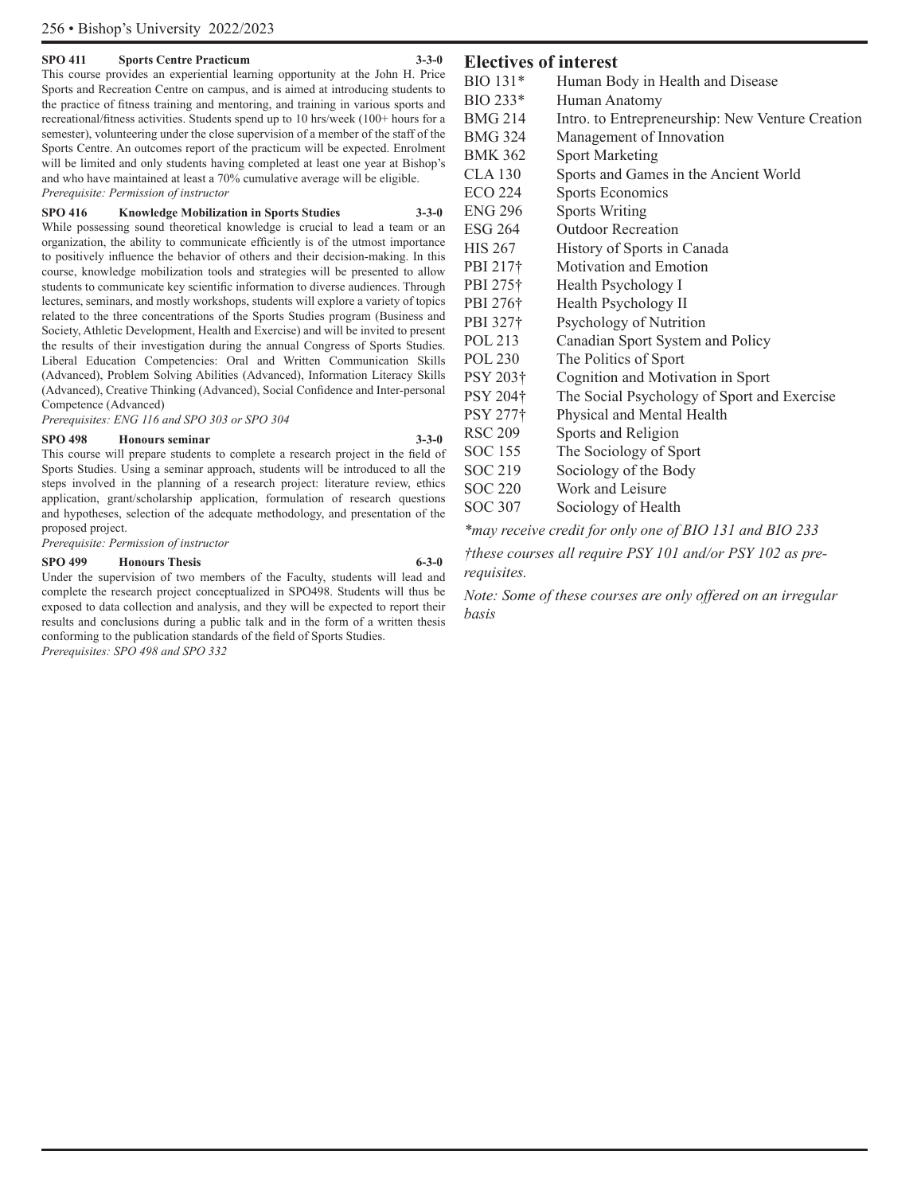**SPO 411 Sports Centre Practicum 3-3-0**

This course provides an experiential learning opportunity at the John H. Price Sports and Recreation Centre on campus, and is aimed at introducing students to the practice of fitness training and mentoring, and training in various sports and recreational/fitness activities. Students spend up to 10 hrs/week (100+ hours for a semester), volunteering under the close supervision of a member of the staff of the Sports Centre. An outcomes report of the practicum will be expected. Enrolment will be limited and only students having completed at least one year at Bishop's and who have maintained at least a 70% cumulative average will be eligible.

*Prerequisite: Permission of instructor*

**SPO 416 Knowledge Mobilization in Sports Studies 3-3-0**

While possessing sound theoretical knowledge is crucial to lead a team or an organization, the ability to communicate efficiently is of the utmost importance to positively influence the behavior of others and their decision-making. In this course, knowledge mobilization tools and strategies will be presented to allow students to communicate key scientific information to diverse audiences. Through lectures, seminars, and mostly workshops, students will explore a variety of topics related to the three concentrations of the Sports Studies program (Business and Society, Athletic Development, Health and Exercise) and will be invited to present the results of their investigation during the annual Congress of Sports Studies. Liberal Education Competencies: Oral and Written Communication Skills (Advanced), Problem Solving Abilities (Advanced), Information Literacy Skills (Advanced), Creative Thinking (Advanced), Social Confidence and Inter-personal Competence (Advanced)

*Prerequisites: ENG 116 and SPO 303 or SPO 304*

**SPO 498 Honours seminar 3-3-0**

This course will prepare students to complete a research project in the field of Sports Studies. Using a seminar approach, students will be introduced to all the steps involved in the planning of a research project: literature review, ethics application, grant/scholarship application, formulation of research questions and hypotheses, selection of the adequate methodology, and presentation of the proposed project.

*Prerequisite: Permission of instructor*

**SPO 499 Honours Thesis 6-3-0**

Under the supervision of two members of the Faculty, students will lead and complete the research project conceptualized in SPO498. Students will thus be exposed to data collection and analysis, and they will be expected to report their results and conclusions during a public talk and in the form of a written thesis conforming to the publication standards of the field of Sports Studies.

*Prerequisites: SPO 498 and SPO 332*

## Electives of interest

| | |
|---|---|
| BIO 131* | Human Body in Health and Disease |
| BIO 233* | Human Anatomy |
| BMG 214 | Intro. to Entrepreneurship: New Venture Creation |
| BMG 324 | Management of Innovation |
| BMK 362 | Sport Marketing |
| CLA 130 | Sports and Games in the Ancient World |
| ECO 224 | Sports Economics |
| ENG 296 | Sports Writing |
| ESG 264 | Outdoor Recreation |
| HIS 267 | History of Sports in Canada |
| PBI 217† | Motivation and Emotion |
| PBI 275† | Health Psychology I |
| PBI 276† | Health Psychology II |
| PBI 327† | Psychology of Nutrition |
| POL 213 | Canadian Sport System and Policy |
| POL 230 | The Politics of Sport |
| PSY 203† | Cognition and Motivation in Sport |
| PSY 204† | The Social Psychology of Sport and Exercise |
| PSY 277† | Physical and Mental Health |
| RSC 209 | Sports and Religion |
| SOC 155 | The Sociology of Sport |
| SOC 219 | Sociology of the Body |
| SOC 220 | Work and Leisure |
| SOC 307 | Sociology of Health |

*\*may receive credit for only one of BIO 131 and BIO 233*

*†these courses all require PSY 101 and/or PSY 102 as pre-requisites.*

*Note: Some of these courses are only offered on an irregular basis*